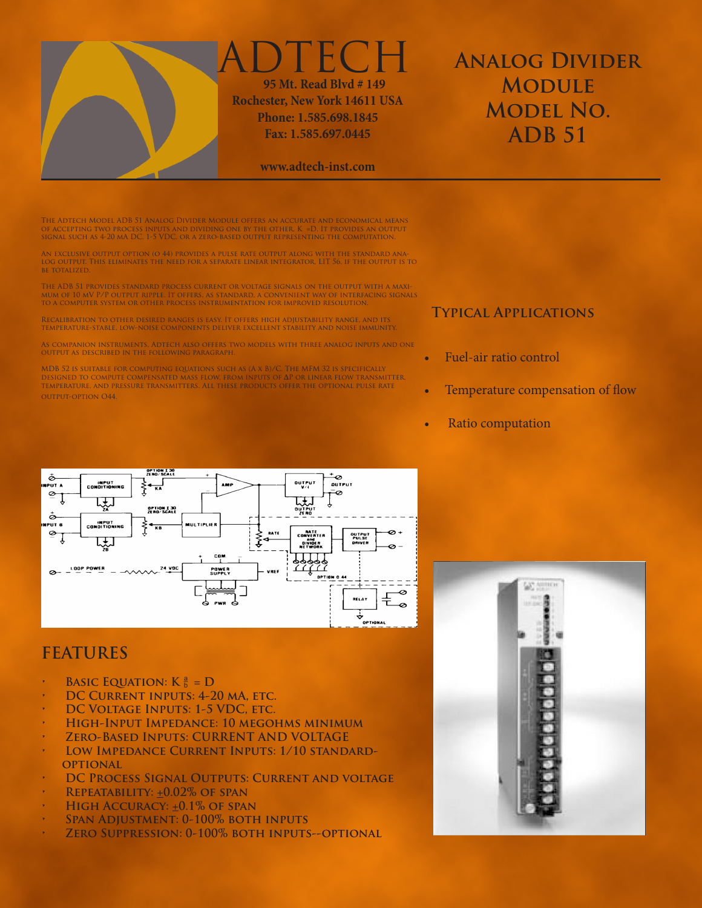# ADTECH

**95 Mt. Read Blvd # 149**
**Rochester, New York 14611 USA**
**Phone: 1.585.698.1845**
**Fax: 1.585.697.0445**

**www.adtech-inst.com**

# Analog Divider Module Model No. ADB 51

The Adtech Model ADB 51 Analog Divider Module offers an accurate and economical means of accepting two process inputs and dividing one by the other, K $\frac{a}{b}$ =D. It provides an output signal such as 4-20 mA DC, 1-5 VDC, or a zero-based output representing the computation.

An exclusive output option (O 44) provides a pulse rate output along with the standard analog output. This eliminates the need for a separate linear integrator, LIT 56, if the output is to be totalized.

The ADB 51 provides standard process current or voltage signals on the output with a maximum of 10 mV P/P output ripple. It offers, as standard, a convenient way of interfacing signals to a computer system or other process instrumentation for improved resolution.

Recalibration to other desired ranges is easy. It offers high adjustability range, and its temperature-stable, low-noise components deliver excellent stability and noise immunity.

As companion instruments, Adtech also offers two models with three analog inputs and one output as described in the following paragraph.

MDB 52 is suitable for computing equations such as (A x B)/C. The MFM 32 is specifically designed to compute compensated mass flow, from inputs of ΔP or linear flow transmitter, temperature, and pressure transmitters. All these products offer the optional pulse rate output-option O44.

## Typical Applications

- Fuel-air ratio control
- Temperature compensation of flow
- Ratio computation

## FEATURES

- Basic Equation: K $\frac{a}{b}$ = D
- DC Current Inputs: 4-20 mA, etc.
- DC Voltage Inputs: 1-5 VDC, etc.
- High-Input Impedance: 10 megohms minimum
- Zero-Based Inputs: Current and voltage
- Low Impedance Current Inputs: 1/10 standard-optional
- DC Process Signal Outputs: Current and voltage
- Repeatability: ±0.02% of span
- High Accuracy: ±0.1% of span
- Span Adjustment: 0-100% both inputs
- Zero Suppression: 0-100% both inputs--optional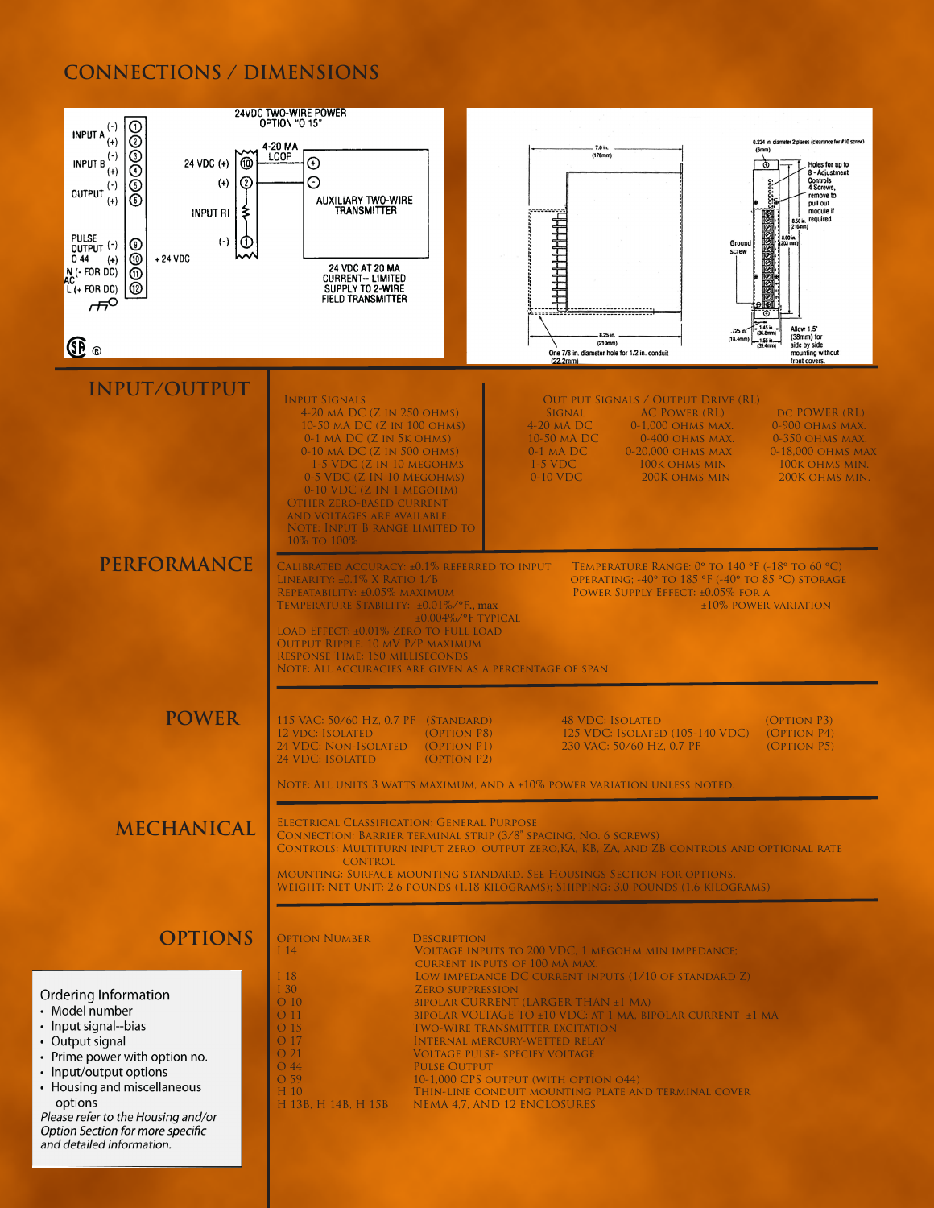# CONNECTIONS / DIMENSIONS

INPUT A (-) 1 (+) 2
INPUT B (-) 3 (+) 4
OUTPUT (-) 5 (+) 6
PULSE OUTPUT O 44 (-) 9 (+) 10
AC N (- FOR DC) 11
L (+ FOR DC) 12

24VDC TWO-WIRE POWER OPTION "O 15"

4-20 MA LOOP

24 VDC (+) 10
(+) 2
INPUT RI
(-) 1
+24 VDC

AUXILIARY TWO-WIRE TRANSMITTER

24 VDC AT 20 MA CURRENT-- LIMITED SUPPLY TO 2-WIRE FIELD TRANSMITTER

7.0 in. (178mm)

8.25 in. (210mm)

One 7/8 in. diameter hole for 1/2 in. conduit (22.2mm)

0.234 in. diameter 2 places (clearance for #10 screw) (6mm)

Holes for up to 8 - Adjustment Controls

4 Screws, remove to pull out module if required

8.50 in. (216mm)

8.00 in. (203 mm)

Ground screw

.725 in. (18.4mm)

1.45 in. (36.8mm)

1.50 in. (38.1mm)

Allow 1.5" (38mm) for side by side mounting without front covers.

## INPUT/OUTPUT

**Input Signals**
- 4-20 mA DC (Z in 250 ohms)
- 10-50 mA DC (Z in 100 ohms)
- 0-1 mA DC (Z in 5K ohms)
- 0-10 mA DC (Z in 500 ohms)
- 1-5 VDC (Z in 10 megohms)
- 0-5 VDC (Z in 10 megohms)
- 0-10 VDC (Z in 1 megohm)

Other zero-based current and voltages are available.
Note: Input B range limited to 10% to 100%

**Out put Signals / Output Drive (RL)**

| Signal | AC Power (RL) | DC Power (RL) |
|---|---|---|
| 4-20 mA DC | 0-1,000 ohms max. | 0-900 ohms max. |
| 10-50 mA DC | 0-400 ohms max. | 0-350 ohms max. |
| 0-1 mA DC | 0-20,000 ohms max | 0-18,000 ohms max |
| 1-5 VDC | 100K ohms min | 100K ohms min. |
| 0-10 VDC | 200K ohms min | 200K ohms min. |

## PERFORMANCE

Calibrated Accuracy: ±0.1% referred to input
Linearity: ±0.1% X ratio 1/B
Repeatability: ±0.05% maximum
Temperature Stability: ±0.01%/°F., max
±0.004%/°F typical
Load Effect: ±0.01% zero to full load
Output Ripple: 10 mV p/p maximum
Response Time: 150 milliseconds
Note: All accuracies are given as a percentage of span

Temperature Range: 0° to 140 °F (-18° to 60 °C) operating; -40° to 185 °F (-40° to 85 °C) storage
Power Supply Effect: ±0.05% for a ±10% power variation

## POWER

| | | | |
|---|---|---|---|
| 115 VAC: 50/60 Hz, 0.7 PF | (Standard) | 48 VDC: Isolated | (Option P3) |
| 12 VDC: Isolated | (Option P8) | 125 VDC: Isolated (105-140 VDC) | (Option P4) |
| 24 VDC: Non-Isolated | (Option P1) | 230 VAC: 50/60 Hz, 0.7 PF | (Option P5) |
| 24 VDC: Isolated | (Option P2) | | |

Note: All units 3 watts maximum, and a ±10% power variation unless noted.

## MECHANICAL

Electrical Classification: General Purpose
Connection: Barrier terminal strip (3/8" spacing, No. 6 screws)
Controls: Multiturn input zero, output zero,KA, KB, ZA, and ZB controls and optional rate control
Mounting: Surface mounting standard. See Housings Section for options.
Weight: Net Unit: 2.6 pounds (1.18 kilograms); Shipping: 3.0 pounds (1.6 kilograms)

## OPTIONS

| Option Number | Description |
|---|---|
| I 14 | Voltage inputs to 200 VDC, 1 megohm min impedance; current inputs of 100 mA max. |
| I 18 | Low impedance DC current inputs (1/10 of standard Z) |
| I 30 | Zero suppression |
| O 10 | bipolar current (larger than ±1 mA) |
| O 11 | bipolar voltage to ±10 VDC; at 1 mA. bipolar current ±1 mA |
| O 15 | Two-wire transmitter excitation |
| O 17 | Internal mercury-wetted relay |
| O 21 | Voltage pulse- specify voltage |
| O 44 | Pulse Output |
| O 59 | 10-1,000 CPS output (with option O44) |
| H 10 | Thin-line conduit mounting plate and terminal cover |
| H 13B, H 14B, H 15B | NEMA 4,7, and 12 enclosures |

**Ordering Information**
- Model number
- Input signal--bias
- Output signal
- Prime power with option no.
- Input/output options
- Housing and miscellaneous options

*Please refer to the Housing and/or Option Section for more specific and detailed information.*